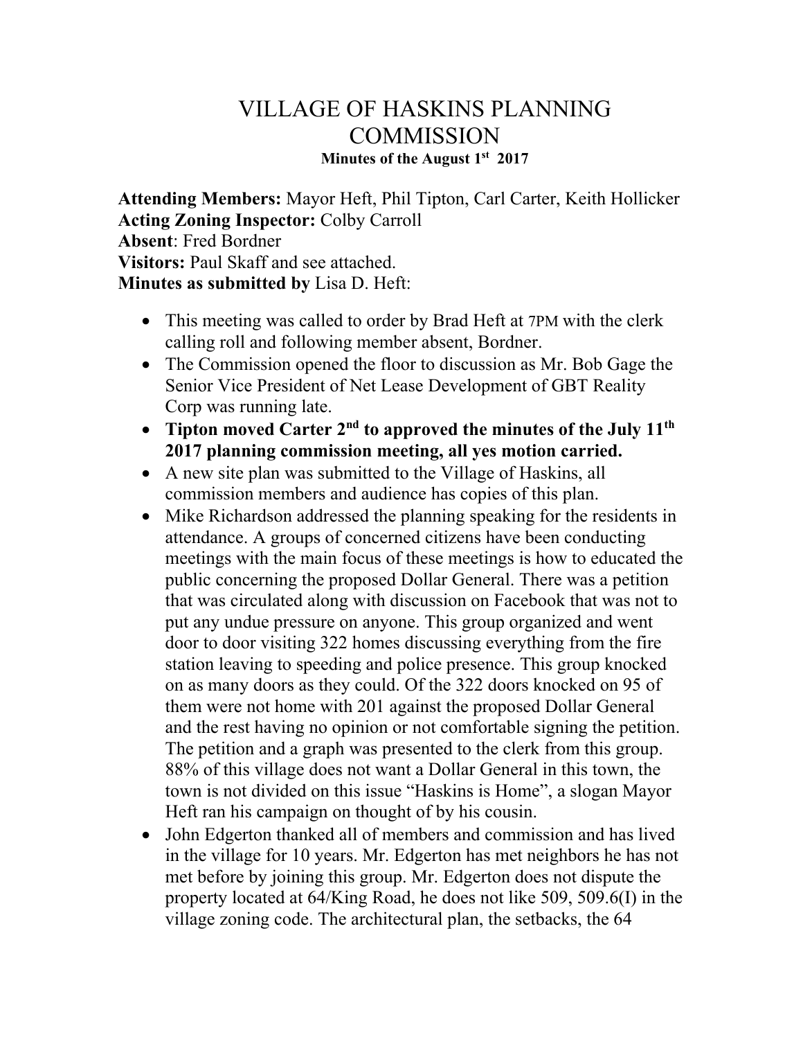# VILLAGE OF HASKINS PLANNING COMMISSION

**Minutes of the August 1st 2017**

**Attending Members:** Mayor Heft, Phil Tipton, Carl Carter, Keith Hollicker
**Acting Zoning Inspector:** Colby Carroll
**Absent**: Fred Bordner
**Visitors:** Paul Skaff and see attached.
**Minutes as submitted by** Lisa D. Heft:

- This meeting was called to order by Brad Heft at 7PM with the clerk calling roll and following member absent, Bordner.
- The Commission opened the floor to discussion as Mr. Bob Gage the Senior Vice President of Net Lease Development of GBT Reality Corp was running late.
- **Tipton moved Carter 2nd to approved the minutes of the July 11th 2017 planning commission meeting, all yes motion carried.**
- A new site plan was submitted to the Village of Haskins, all commission members and audience has copies of this plan.
- Mike Richardson addressed the planning speaking for the residents in attendance. A groups of concerned citizens have been conducting meetings with the main focus of these meetings is how to educated the public concerning the proposed Dollar General. There was a petition that was circulated along with discussion on Facebook that was not to put any undue pressure on anyone. This group organized and went door to door visiting 322 homes discussing everything from the fire station leaving to speeding and police presence. This group knocked on as many doors as they could. Of the 322 doors knocked on 95 of them were not home with 201 against the proposed Dollar General and the rest having no opinion or not comfortable signing the petition. The petition and a graph was presented to the clerk from this group. 88% of this village does not want a Dollar General in this town, the town is not divided on this issue "Haskins is Home", a slogan Mayor Heft ran his campaign on thought of by his cousin.
- John Edgerton thanked all of members and commission and has lived in the village for 10 years. Mr. Edgerton has met neighbors he has not met before by joining this group. Mr. Edgerton does not dispute the property located at 64/King Road, he does not like 509, 509.6(I) in the village zoning code. The architectural plan, the setbacks, the 64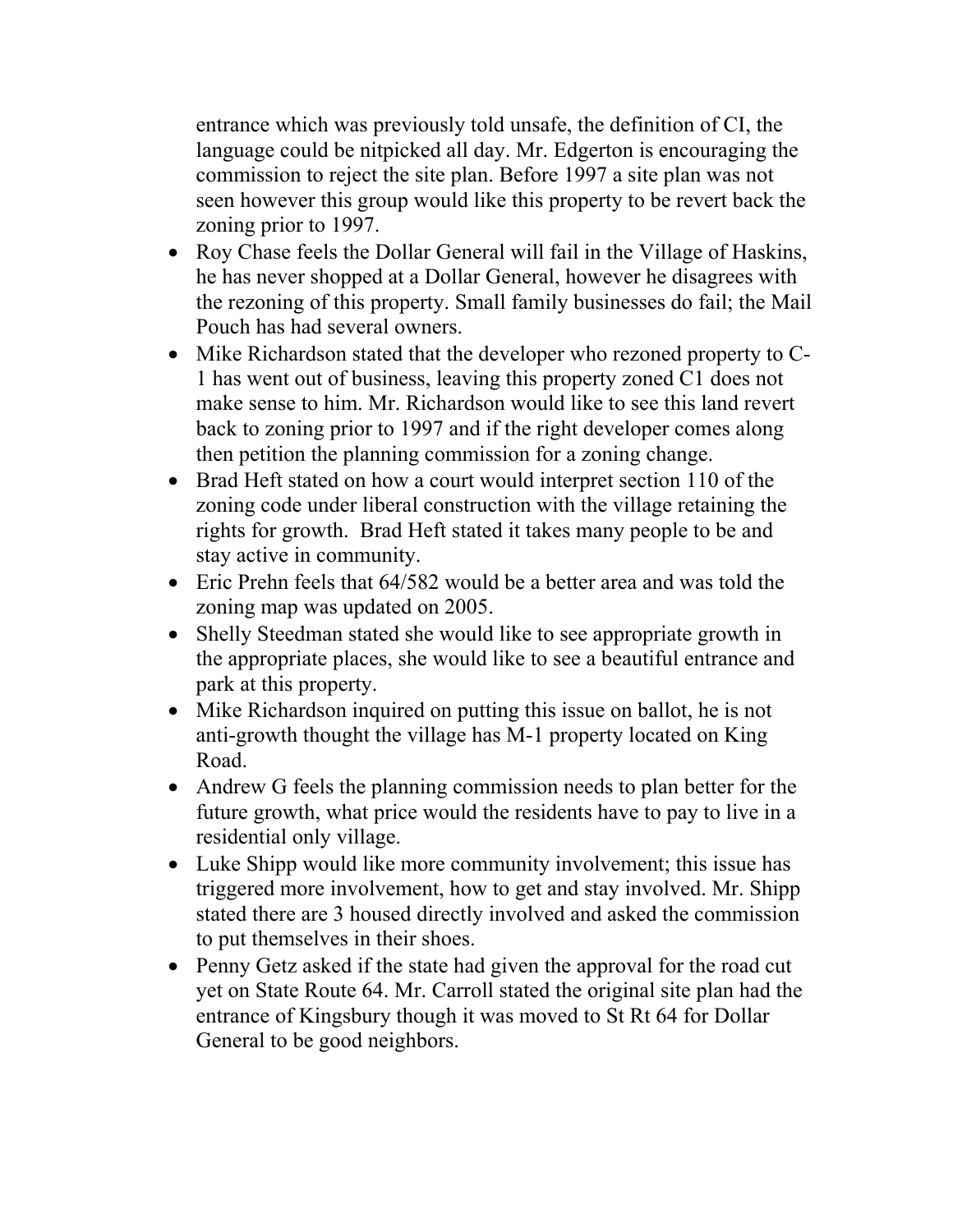entrance which was previously told unsafe, the definition of CI, the language could be nitpicked all day. Mr. Edgerton is encouraging the commission to reject the site plan. Before 1997 a site plan was not seen however this group would like this property to be revert back the zoning prior to 1997.

- Roy Chase feels the Dollar General will fail in the Village of Haskins, he has never shopped at a Dollar General, however he disagrees with the rezoning of this property. Small family businesses do fail; the Mail Pouch has had several owners.
- Mike Richardson stated that the developer who rezoned property to C-1 has went out of business, leaving this property zoned C1 does not make sense to him. Mr. Richardson would like to see this land revert back to zoning prior to 1997 and if the right developer comes along then petition the planning commission for a zoning change.
- Brad Heft stated on how a court would interpret section 110 of the zoning code under liberal construction with the village retaining the rights for growth. Brad Heft stated it takes many people to be and stay active in community.
- Eric Prehn feels that 64/582 would be a better area and was told the zoning map was updated on 2005.
- Shelly Steedman stated she would like to see appropriate growth in the appropriate places, she would like to see a beautiful entrance and park at this property.
- Mike Richardson inquired on putting this issue on ballot, he is not anti-growth thought the village has M-1 property located on King Road.
- Andrew G feels the planning commission needs to plan better for the future growth, what price would the residents have to pay to live in a residential only village.
- Luke Shipp would like more community involvement; this issue has triggered more involvement, how to get and stay involved. Mr. Shipp stated there are 3 housed directly involved and asked the commission to put themselves in their shoes.
- Penny Getz asked if the state had given the approval for the road cut yet on State Route 64. Mr. Carroll stated the original site plan had the entrance of Kingsbury though it was moved to St Rt 64 for Dollar General to be good neighbors.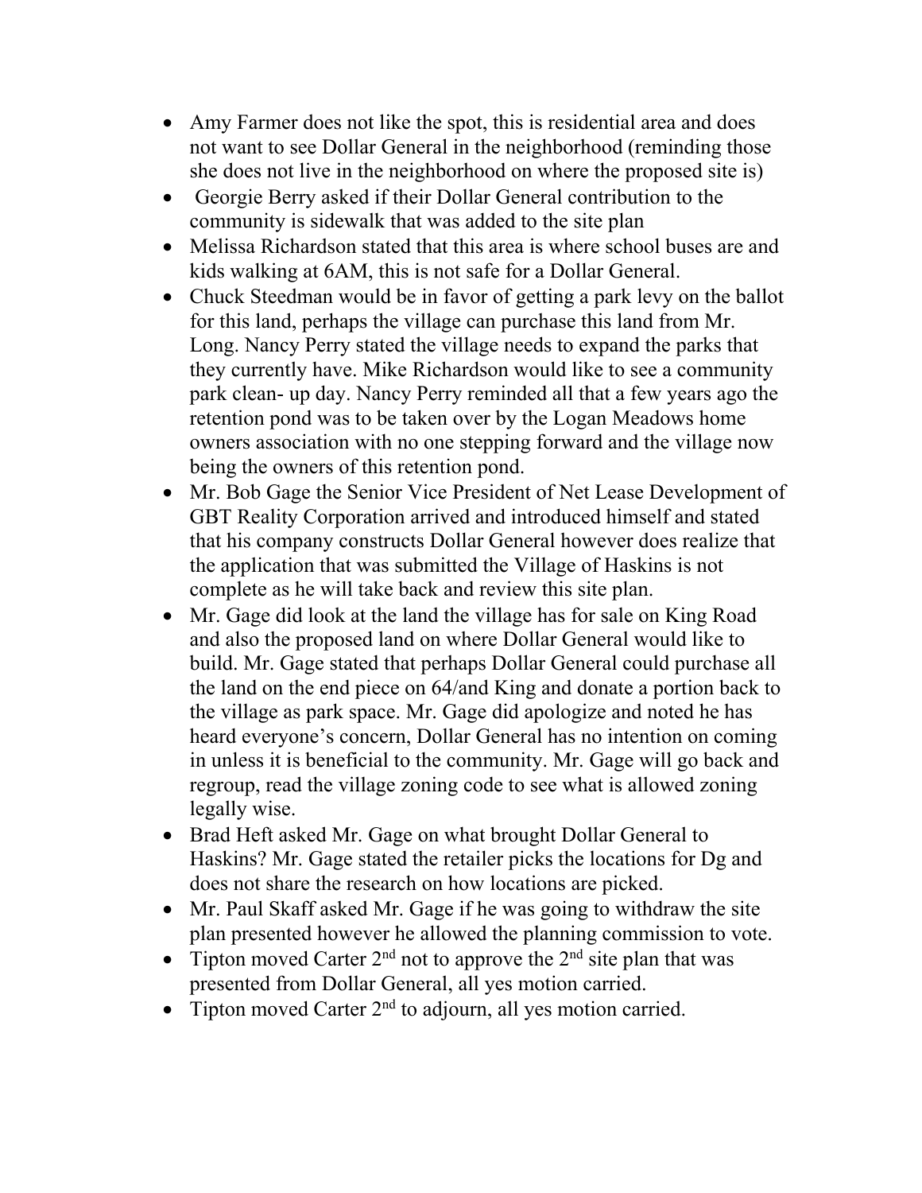- Amy Farmer does not like the spot, this is residential area and does not want to see Dollar General in the neighborhood (reminding those she does not live in the neighborhood on where the proposed site is)
- Georgie Berry asked if their Dollar General contribution to the community is sidewalk that was added to the site plan
- Melissa Richardson stated that this area is where school buses are and kids walking at 6AM, this is not safe for a Dollar General.
- Chuck Steedman would be in favor of getting a park levy on the ballot for this land, perhaps the village can purchase this land from Mr. Long. Nancy Perry stated the village needs to expand the parks that they currently have. Mike Richardson would like to see a community park clean- up day. Nancy Perry reminded all that a few years ago the retention pond was to be taken over by the Logan Meadows home owners association with no one stepping forward and the village now being the owners of this retention pond.
- Mr. Bob Gage the Senior Vice President of Net Lease Development of GBT Reality Corporation arrived and introduced himself and stated that his company constructs Dollar General however does realize that the application that was submitted the Village of Haskins is not complete as he will take back and review this site plan.
- Mr. Gage did look at the land the village has for sale on King Road and also the proposed land on where Dollar General would like to build. Mr. Gage stated that perhaps Dollar General could purchase all the land on the end piece on 64/and King and donate a portion back to the village as park space. Mr. Gage did apologize and noted he has heard everyone's concern, Dollar General has no intention on coming in unless it is beneficial to the community. Mr. Gage will go back and regroup, read the village zoning code to see what is allowed zoning legally wise.
- Brad Heft asked Mr. Gage on what brought Dollar General to Haskins? Mr. Gage stated the retailer picks the locations for Dg and does not share the research on how locations are picked.
- Mr. Paul Skaff asked Mr. Gage if he was going to withdraw the site plan presented however he allowed the planning commission to vote.
- Tipton moved Carter 2nd not to approve the 2nd site plan that was presented from Dollar General, all yes motion carried.
- Tipton moved Carter 2nd to adjourn, all yes motion carried.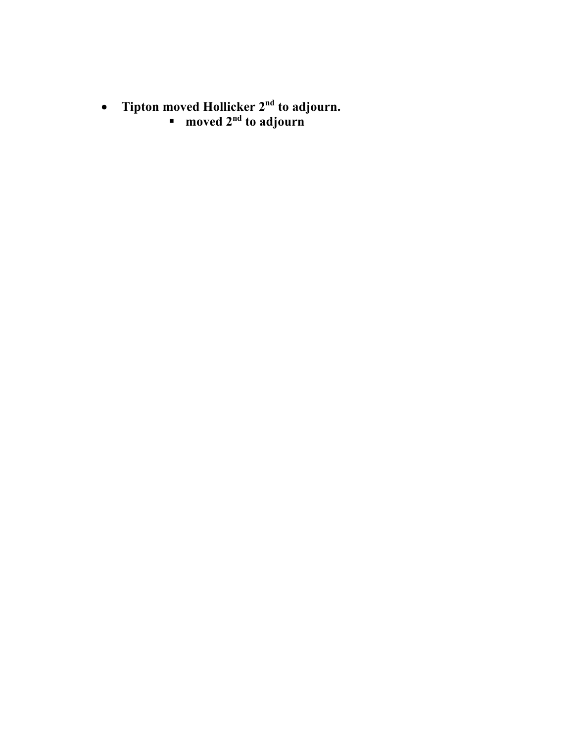- **Tipton moved Hollicker 2nd to adjourn.**
    - **moved 2nd to adjourn**